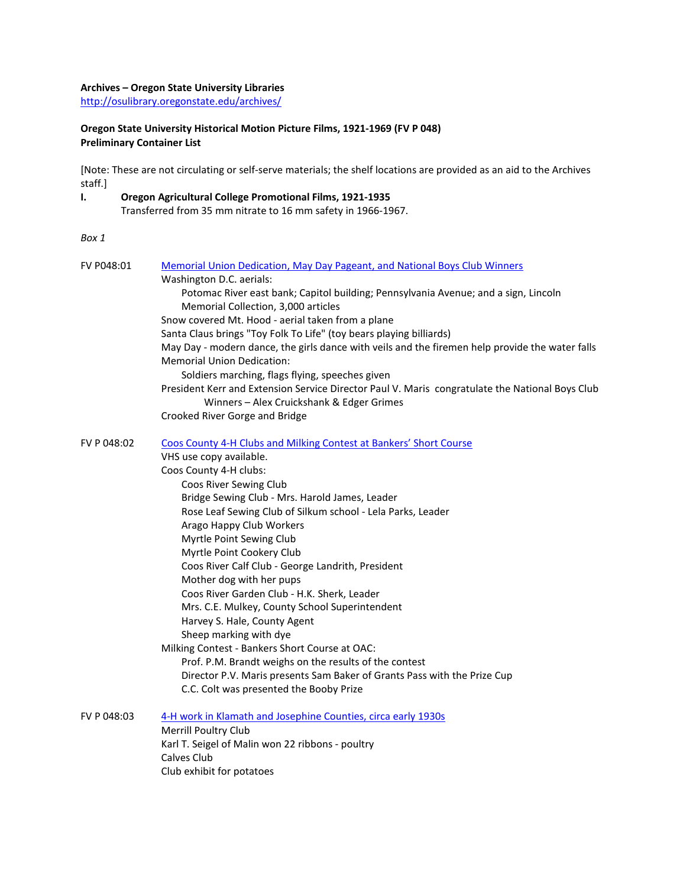**Archives – Oregon State University Libraries**
[http://osulibrary.oregonstate.edu/archives/](http://osulibrary.oregonstate.edu/archives/)

**Oregon State University Historical Motion Picture Films, 1921-1969 (FV P 048)**
**Preliminary Container List**

[Note: These are not circulating or self-serve materials; the shelf locations are provided as an aid to the Archives staff.]

**I. Oregon Agricultural College Promotional Films, 1921-1935**
Transferred from 35 mm nitrate to 16 mm safety in 1966-1967.

*Box 1*

FV P048:01 — Memorial Union Dedication, May Day Pageant, and National Boys Club Winners

- Washington D.C. aerials:
  - Potomac River east bank; Capitol building; Pennsylvania Avenue; and a sign, Lincoln Memorial Collection, 3,000 articles
- Snow covered Mt. Hood - aerial taken from a plane
- Santa Claus brings "Toy Folk To Life" (toy bears playing billiards)
- May Day - modern dance, the girls dance with veils and the firemen help provide the water falls
- Memorial Union Dedication:
  - Soldiers marching, flags flying, speeches given
- President Kerr and Extension Service Director Paul V. Maris congratulate the National Boys Club Winners – Alex Cruickshank & Edger Grimes
- Crooked River Gorge and Bridge

FV P 048:02 — Coos County 4-H Clubs and Milking Contest at Bankers' Short Course

- VHS use copy available.
- Coos County 4-H clubs:
  - Coos River Sewing Club
  - Bridge Sewing Club - Mrs. Harold James, Leader
  - Rose Leaf Sewing Club of Silkum school - Lela Parks, Leader
  - Arago Happy Club Workers
  - Myrtle Point Sewing Club
  - Myrtle Point Cookery Club
  - Coos River Calf Club - George Landrith, President
  - Mother dog with her pups
  - Coos River Garden Club - H.K. Sherk, Leader
  - Mrs. C.E. Mulkey, County School Superintendent
  - Harvey S. Hale, County Agent
  - Sheep marking with dye
- Milking Contest - Bankers Short Course at OAC:
  - Prof. P.M. Brandt weighs on the results of the contest
  - Director P.V. Maris presents Sam Baker of Grants Pass with the Prize Cup
  - C.C. Colt was presented the Booby Prize

FV P 048:03 — 4-H work in Klamath and Josephine Counties, circa early 1930s

- Merrill Poultry Club
- Karl T. Seigel of Malin won 22 ribbons - poultry
- Calves Club
- Club exhibit for potatoes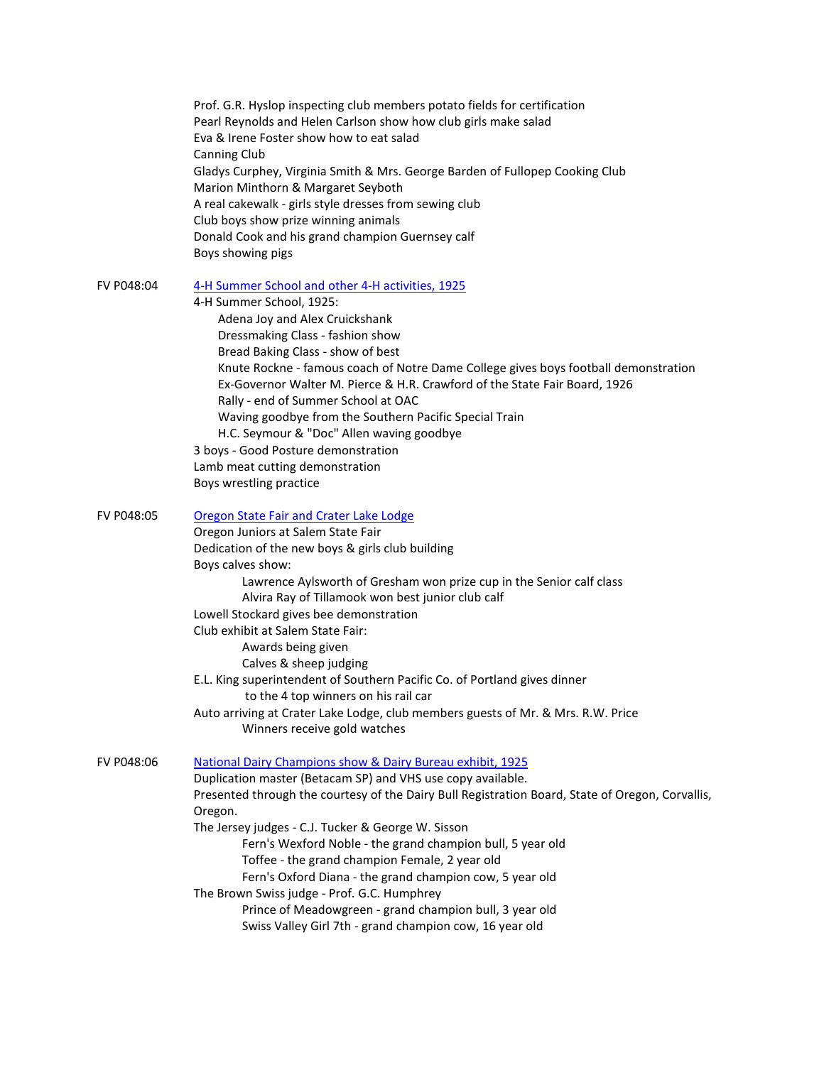Prof. G.R. Hyslop inspecting club members potato fields for certification
Pearl Reynolds and Helen Carlson show how club girls make salad
Eva & Irene Foster show how to eat salad
Canning Club
Gladys Curphey, Virginia Smith & Mrs. George Barden of Fullopep Cooking Club
Marion Minthorn & Margaret Seyboth
A real cakewalk - girls style dresses from sewing club
Club boys show prize winning animals
Donald Cook and his grand champion Guernsey calf
Boys showing pigs

FV P048:04 — 4-H Summer School and other 4-H activities, 1925

4-H Summer School, 1925:
- Adena Joy and Alex Cruickshank
- Dressmaking Class - fashion show
- Bread Baking Class - show of best
- Knute Rockne - famous coach of Notre Dame College gives boys football demonstration
- Ex-Governor Walter M. Pierce & H.R. Crawford of the State Fair Board, 1926
- Rally - end of Summer School at OAC
- Waving goodbye from the Southern Pacific Special Train
- H.C. Seymour & "Doc" Allen waving goodbye

3 boys - Good Posture demonstration
Lamb meat cutting demonstration
Boys wrestling practice

FV P048:05 — Oregon State Fair and Crater Lake Lodge

Oregon Juniors at Salem State Fair
Dedication of the new boys & girls club building
Boys calves show:
- Lawrence Aylsworth of Gresham won prize cup in the Senior calf class
- Alvira Ray of Tillamook won best junior club calf

Lowell Stockard gives bee demonstration
Club exhibit at Salem State Fair:
- Awards being given
- Calves & sheep judging

E.L. King superintendent of Southern Pacific Co. of Portland gives dinner to the 4 top winners on his rail car
Auto arriving at Crater Lake Lodge, club members guests of Mr. & Mrs. R.W. Price
- Winners receive gold watches

FV P048:06 — National Dairy Champions show & Dairy Bureau exhibit, 1925

Duplication master (Betacam SP) and VHS use copy available.
Presented through the courtesy of the Dairy Bull Registration Board, State of Oregon, Corvallis, Oregon.
The Jersey judges - C.J. Tucker & George W. Sisson
- Fern's Wexford Noble - the grand champion bull, 5 year old
- Toffee - the grand champion Female, 2 year old
- Fern's Oxford Diana - the grand champion cow, 5 year old

The Brown Swiss judge - Prof. G.C. Humphrey
- Prince of Meadowgreen - grand champion bull, 3 year old
- Swiss Valley Girl 7th - grand champion cow, 16 year old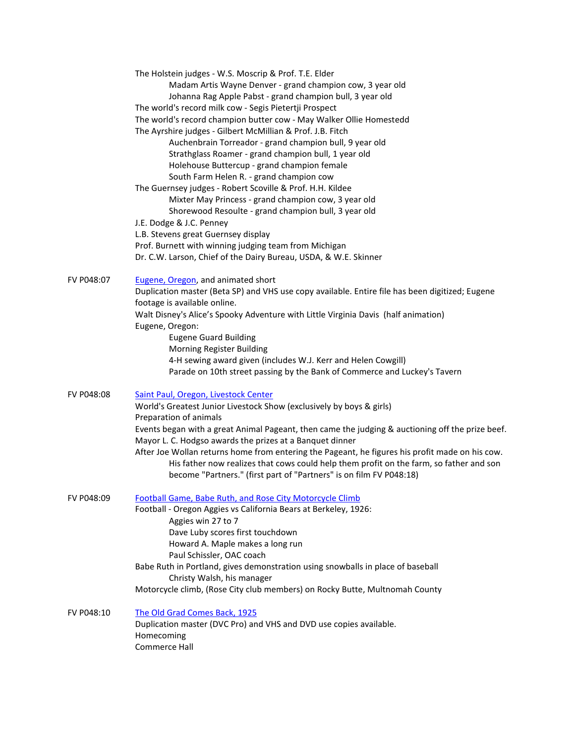The Holstein judges - W.S. Moscrip & Prof. T.E. Elder

- Madam Artis Wayne Denver - grand champion cow, 3 year old
- Johanna Rag Apple Pabst - grand champion bull, 3 year old

The world's record milk cow - Segis Pietertji Prospect

The world's record champion butter cow - May Walker Ollie Homestedd

The Ayrshire judges - Gilbert McMillian & Prof. J.B. Fitch

- Auchenbrain Torreador - grand champion bull, 9 year old
- Strathglass Roamer - grand champion bull, 1 year old
- Holehouse Buttercup - grand champion female
- South Farm Helen R. - grand champion cow

The Guernsey judges - Robert Scoville & Prof. H.H. Kildee

- Mixter May Princess - grand champion cow, 3 year old
- Shorewood Resoulte - grand champion bull, 3 year old

J.E. Dodge & J.C. Penney

L.B. Stevens great Guernsey display

Prof. Burnett with winning judging team from Michigan

Dr. C.W. Larson, Chief of the Dairy Bureau, USDA, & W.E. Skinner

**FV P048:07** Eugene, Oregon, and animated short

Duplication master (Beta SP) and VHS use copy available. Entire file has been digitized; Eugene footage is available online.

Walt Disney's Alice's Spooky Adventure with Little Virginia Davis (half animation)

Eugene, Oregon:

- Eugene Guard Building
- Morning Register Building
- 4-H sewing award given (includes W.J. Kerr and Helen Cowgill)
- Parade on 10th street passing by the Bank of Commerce and Luckey's Tavern

**FV P048:08** Saint Paul, Oregon, Livestock Center

World's Greatest Junior Livestock Show (exclusively by boys & girls)

Preparation of animals

Events began with a great Animal Pageant, then came the judging & auctioning off the prize beef.

Mayor L. C. Hodgso awards the prizes at a Banquet dinner

After Joe Wollan returns home from entering the Pageant, he figures his profit made on his cow.

- His father now realizes that cows could help them profit on the farm, so father and son become "Partners." (first part of "Partners" is on film FV P048:18)

**FV P048:09** Football Game, Babe Ruth, and Rose City Motorcycle Climb

Football - Oregon Aggies vs California Bears at Berkeley, 1926:

- Aggies win 27 to 7
- Dave Luby scores first touchdown
- Howard A. Maple makes a long run
- Paul Schissler, OAC coach

Babe Ruth in Portland, gives demonstration using snowballs in place of baseball

- Christy Walsh, his manager

Motorcycle climb, (Rose City club members) on Rocky Butte, Multnomah County

**FV P048:10** The Old Grad Comes Back, 1925

Duplication master (DVC Pro) and VHS and DVD use copies available.

Homecoming

Commerce Hall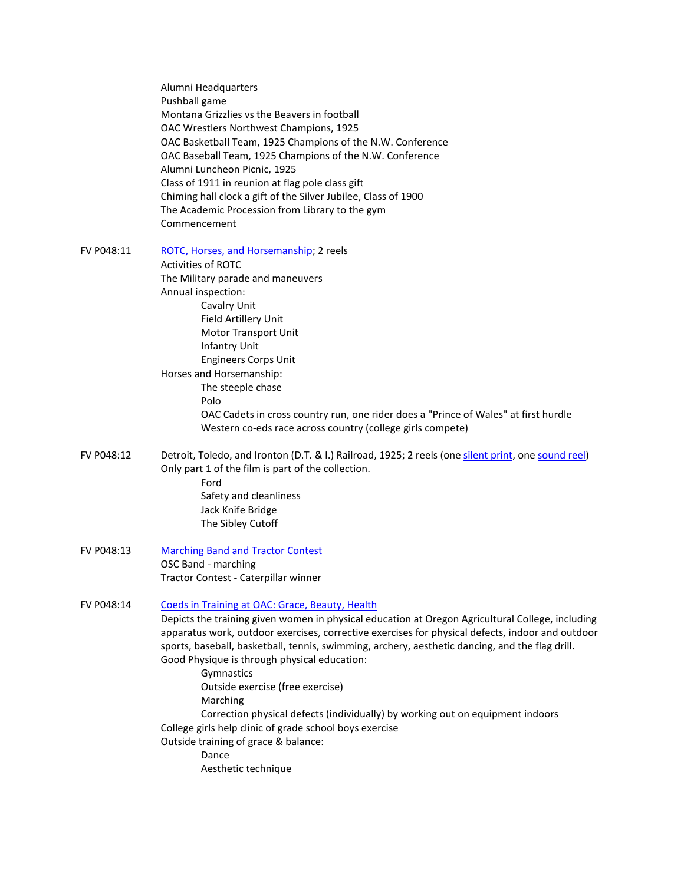Alumni Headquarters
Pushball game
Montana Grizzlies vs the Beavers in football
OAC Wrestlers Northwest Champions, 1925
OAC Basketball Team, 1925 Champions of the N.W. Conference
OAC Baseball Team, 1925 Champions of the N.W. Conference
Alumni Luncheon Picnic, 1925
Class of 1911 in reunion at flag pole class gift
Chiming hall clock a gift of the Silver Jubilee, Class of 1900
The Academic Procession from Library to the gym
Commencement

FV P048:11 ROTC, Horses, and Horsemanship; 2 reels
Activities of ROTC
The Military parade and maneuvers
Annual inspection:
- Cavalry Unit
- Field Artillery Unit
- Motor Transport Unit
- Infantry Unit
- Engineers Corps Unit

Horses and Horsemanship:
- The steeple chase
- Polo
- OAC Cadets in cross country run, one rider does a "Prince of Wales" at first hurdle
- Western co-eds race across country (college girls compete)

FV P048:12 Detroit, Toledo, and Ironton (D.T. & I.) Railroad, 1925; 2 reels (one silent print, one sound reel)
Only part 1 of the film is part of the collection.
- Ford
- Safety and cleanliness
- Jack Knife Bridge
- The Sibley Cutoff

FV P048:13 Marching Band and Tractor Contest
OSC Band - marching
Tractor Contest - Caterpillar winner

FV P048:14 Coeds in Training at OAC: Grace, Beauty, Health
Depicts the training given women in physical education at Oregon Agricultural College, including apparatus work, outdoor exercises, corrective exercises for physical defects, indoor and outdoor sports, baseball, basketball, tennis, swimming, archery, aesthetic dancing, and the flag drill.
Good Physique is through physical education:
- Gymnastics
- Outside exercise (free exercise)
- Marching
- Correction physical defects (individually) by working out on equipment indoors

College girls help clinic of grade school boys exercise
Outside training of grace & balance:
- Dance
- Aesthetic technique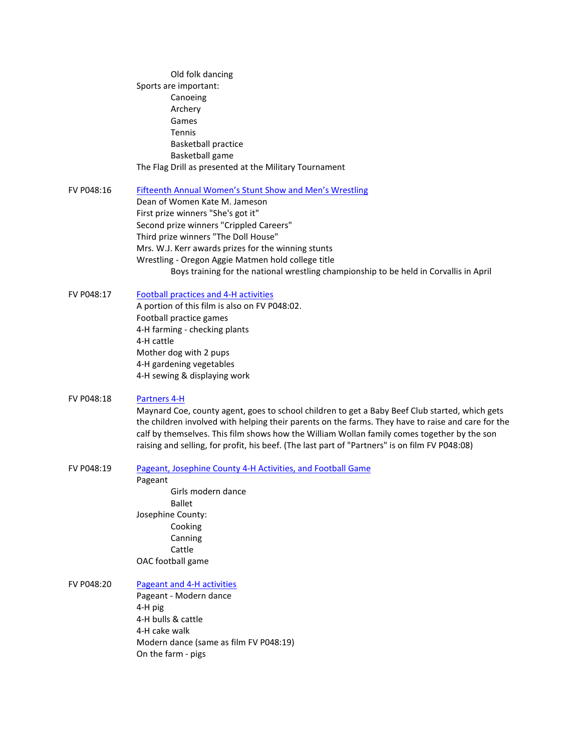Old folk dancing

Sports are important:

- Canoeing
- Archery
- Games
- Tennis
- Basketball practice
- Basketball game

The Flag Drill as presented at the Military Tournament

FV P048:16 — Fifteenth Annual Women's Stunt Show and Men's Wrestling

Dean of Women Kate M. Jameson
First prize winners "She's got it"
Second prize winners "Crippled Careers"
Third prize winners "The Doll House"
Mrs. W.J. Kerr awards prizes for the winning stunts
Wrestling - Oregon Aggie Matmen hold college title

- Boys training for the national wrestling championship to be held in Corvallis in April

FV P048:17 — Football practices and 4-H activities

A portion of this film is also on FV P048:02.
Football practice games
4-H farming - checking plants
4-H cattle
Mother dog with 2 pups
4-H gardening vegetables
4-H sewing & displaying work

FV P048:18 — Partners 4-H

Maynard Coe, county agent, goes to school children to get a Baby Beef Club started, which gets the children involved with helping their parents on the farms. They have to raise and care for the calf by themselves. This film shows how the William Wollan family comes together by the son raising and selling, for profit, his beef. (The last part of "Partners" is on film FV P048:08)

FV P048:19 — Pageant, Josephine County 4-H Activities, and Football Game

Pageant

- Girls modern dance
- Ballet

Josephine County:

- Cooking
- Canning
- Cattle

OAC football game

FV P048:20 — Pageant and 4-H activities

Pageant - Modern dance
4-H pig
4-H bulls & cattle
4-H cake walk
Modern dance (same as film FV P048:19)
On the farm - pigs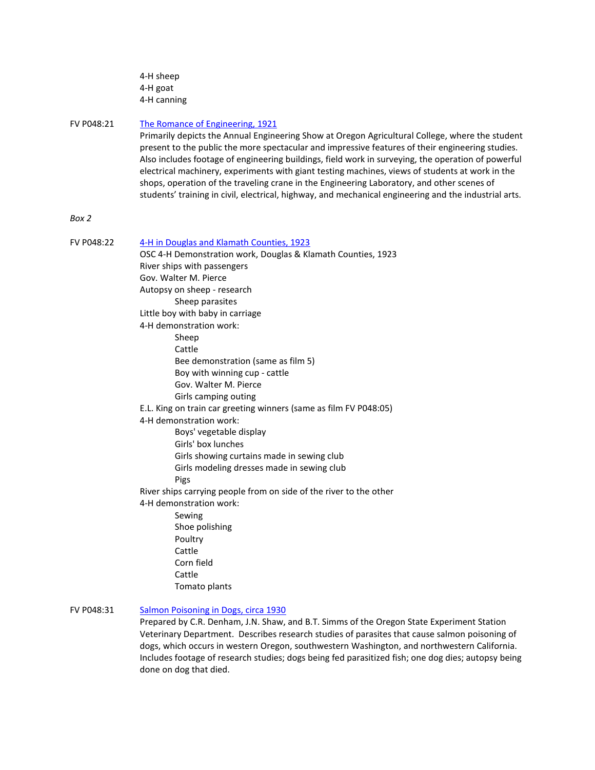4-H sheep
4-H goat
4-H canning

FV P048:21 [The Romance of Engineering, 1921]
Primarily depicts the Annual Engineering Show at Oregon Agricultural College, where the student present to the public the more spectacular and impressive features of their engineering studies. Also includes footage of engineering buildings, field work in surveying, the operation of powerful electrical machinery, experiments with giant testing machines, views of students at work in the shops, operation of the traveling crane in the Engineering Laboratory, and other scenes of students' training in civil, electrical, highway, and mechanical engineering and the industrial arts.

*Box 2*

FV P048:22 [4-H in Douglas and Klamath Counties, 1923]
OSC 4-H Demonstration work, Douglas & Klamath Counties, 1923
River ships with passengers
Gov. Walter M. Pierce
Autopsy on sheep - research
- Sheep parasites

Little boy with baby in carriage
4-H demonstration work:
- Sheep
- Cattle
- Bee demonstration (same as film 5)
- Boy with winning cup - cattle
- Gov. Walter M. Pierce
- Girls camping outing

E.L. King on train car greeting winners (same as film FV P048:05)
4-H demonstration work:
- Boys' vegetable display
- Girls' box lunches
- Girls showing curtains made in sewing club
- Girls modeling dresses made in sewing club
- Pigs

River ships carrying people from on side of the river to the other
4-H demonstration work:
- Sewing
- Shoe polishing
- Poultry
- Cattle
- Corn field
- Cattle
- Tomato plants

FV P048:31 [Salmon Poisoning in Dogs, circa 1930]
Prepared by C.R. Denham, J.N. Shaw, and B.T. Simms of the Oregon State Experiment Station Veterinary Department. Describes research studies of parasites that cause salmon poisoning of dogs, which occurs in western Oregon, southwestern Washington, and northwestern California. Includes footage of research studies; dogs being fed parasitized fish; one dog dies; autopsy being done on dog that died.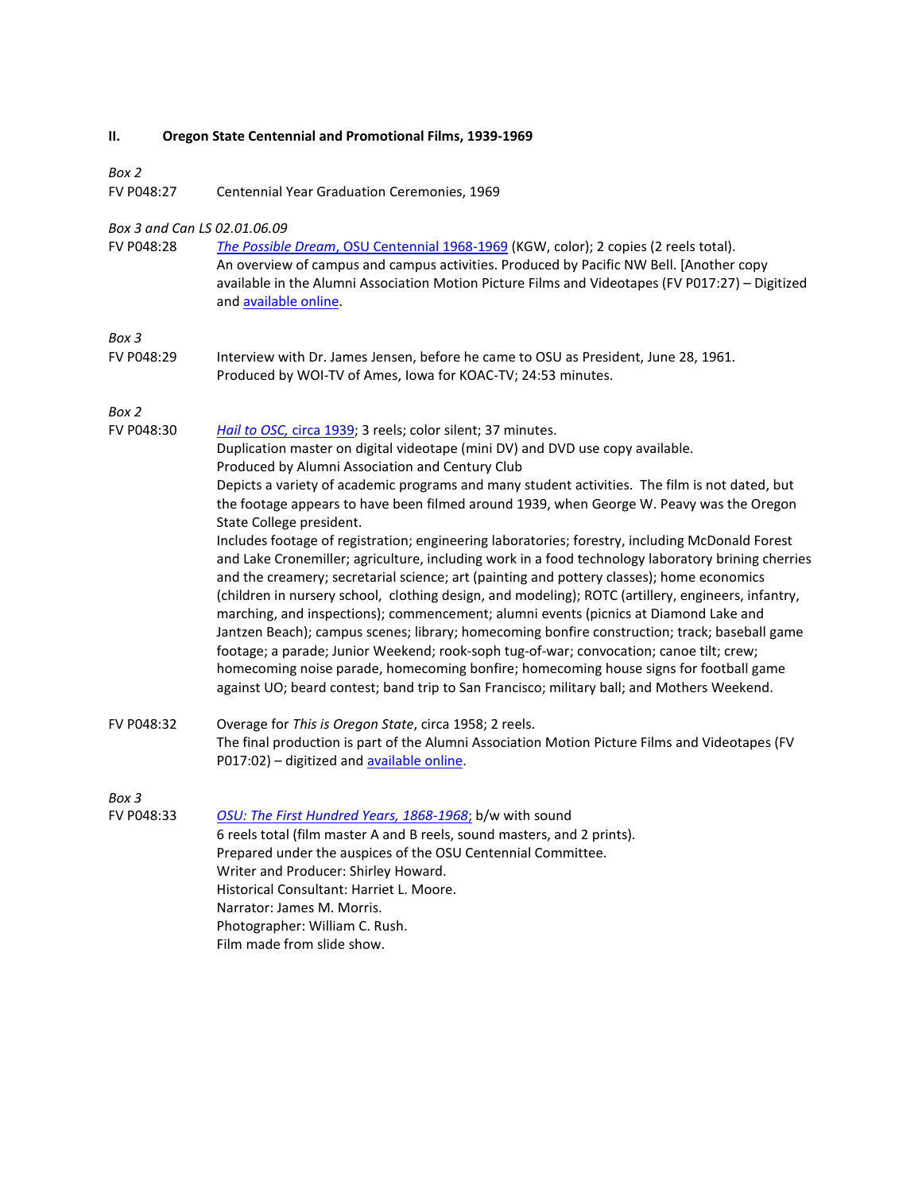## II. Oregon State Centennial and Promotional Films, 1939-1969

*Box 2*

FV P048:27 Centennial Year Graduation Ceremonies, 1969

*Box 3 and Can LS 02.01.06.09*

FV P048:28 *The Possible Dream*, OSU Centennial 1968-1969 (KGW, color); 2 copies (2 reels total).
An overview of campus and campus activities. Produced by Pacific NW Bell. [Another copy available in the Alumni Association Motion Picture Films and Videotapes (FV P017:27) – Digitized and available online.

*Box 3*

FV P048:29 Interview with Dr. James Jensen, before he came to OSU as President, June 28, 1961.
Produced by WOI-TV of Ames, Iowa for KOAC-TV; 24:53 minutes.

*Box 2*

FV P048:30 *Hail to OSC,* circa 1939; 3 reels; color silent; 37 minutes.
Duplication master on digital videotape (mini DV) and DVD use copy available.
Produced by Alumni Association and Century Club
Depicts a variety of academic programs and many student activities. The film is not dated, but the footage appears to have been filmed around 1939, when George W. Peavy was the Oregon State College president.
Includes footage of registration; engineering laboratories; forestry, including McDonald Forest and Lake Cronemiller; agriculture, including work in a food technology laboratory brining cherries and the creamery; secretarial science; art (painting and pottery classes); home economics (children in nursery school, clothing design, and modeling); ROTC (artillery, engineers, infantry, marching, and inspections); commencement; alumni events (picnics at Diamond Lake and Jantzen Beach); campus scenes; library; homecoming bonfire construction; track; baseball game footage; a parade; Junior Weekend; rook-soph tug-of-war; convocation; canoe tilt; crew; homecoming noise parade, homecoming bonfire; homecoming house signs for football game against UO; beard contest; band trip to San Francisco; military ball; and Mothers Weekend.

FV P048:32 Overage for *This is Oregon State*, circa 1958; 2 reels.
The final production is part of the Alumni Association Motion Picture Films and Videotapes (FV P017:02) – digitized and available online.

*Box 3*

FV P048:33 *OSU: The First Hundred Years, 1868-1968*; b/w with sound
6 reels total (film master A and B reels, sound masters, and 2 prints).
Prepared under the auspices of the OSU Centennial Committee.
Writer and Producer: Shirley Howard.
Historical Consultant: Harriet L. Moore.
Narrator: James M. Morris.
Photographer: William C. Rush.
Film made from slide show.